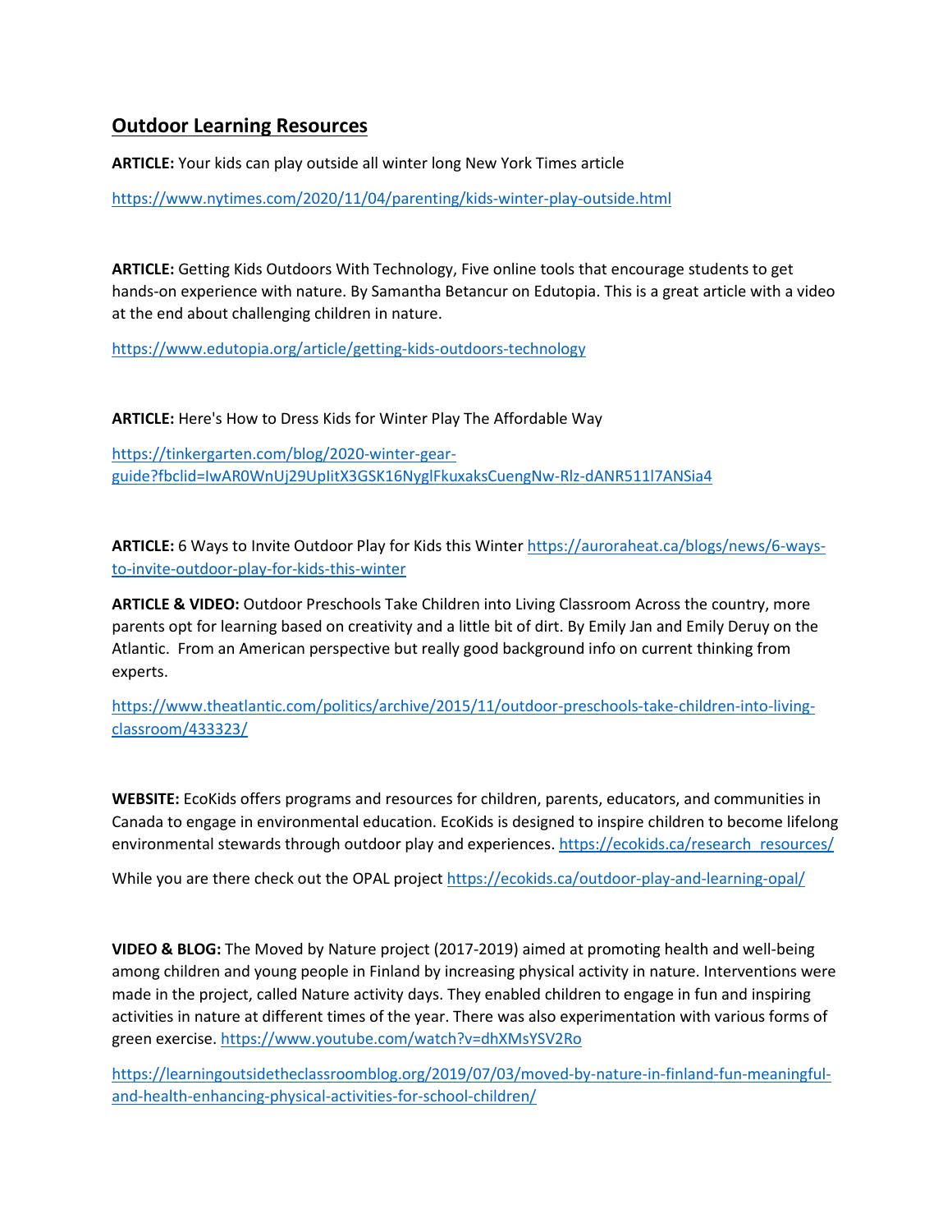## Outdoor Learning Resources

**ARTICLE:** Your kids can play outside all winter long New York Times article

https://www.nytimes.com/2020/11/04/parenting/kids-winter-play-outside.html

**ARTICLE:** Getting Kids Outdoors With Technology, Five online tools that encourage students to get hands-on experience with nature. By Samantha Betancur on Edutopia. This is a great article with a video at the end about challenging children in nature.

https://www.edutopia.org/article/getting-kids-outdoors-technology

**ARTICLE:** Here's How to Dress Kids for Winter Play The Affordable Way

https://tinkergarten.com/blog/2020-winter-gear-guide?fbclid=IwAR0WnUj29UpIitX3GSK16NyglFkuxaksCuengNw-Rlz-dANR511l7ANSia4

**ARTICLE:** 6 Ways to Invite Outdoor Play for Kids this Winter https://auroraheat.ca/blogs/news/6-ways-to-invite-outdoor-play-for-kids-this-winter

**ARTICLE & VIDEO:** Outdoor Preschools Take Children into Living Classroom Across the country, more parents opt for learning based on creativity and a little bit of dirt. By Emily Jan and Emily Deruy on the Atlantic. From an American perspective but really good background info on current thinking from experts.

https://www.theatlantic.com/politics/archive/2015/11/outdoor-preschools-take-children-into-living-classroom/433323/

**WEBSITE:** EcoKids offers programs and resources for children, parents, educators, and communities in Canada to engage in environmental education. EcoKids is designed to inspire children to become lifelong environmental stewards through outdoor play and experiences. https://ecokids.ca/research_resources/

While you are there check out the OPAL project https://ecokids.ca/outdoor-play-and-learning-opal/

**VIDEO & BLOG:** The Moved by Nature project (2017-2019) aimed at promoting health and well-being among children and young people in Finland by increasing physical activity in nature. Interventions were made in the project, called Nature activity days. They enabled children to engage in fun and inspiring activities in nature at different times of the year. There was also experimentation with various forms of green exercise. https://www.youtube.com/watch?v=dhXMsYSV2Ro

https://learningoutsidetheclassroomblog.org/2019/07/03/moved-by-nature-in-finland-fun-meaningful-and-health-enhancing-physical-activities-for-school-children/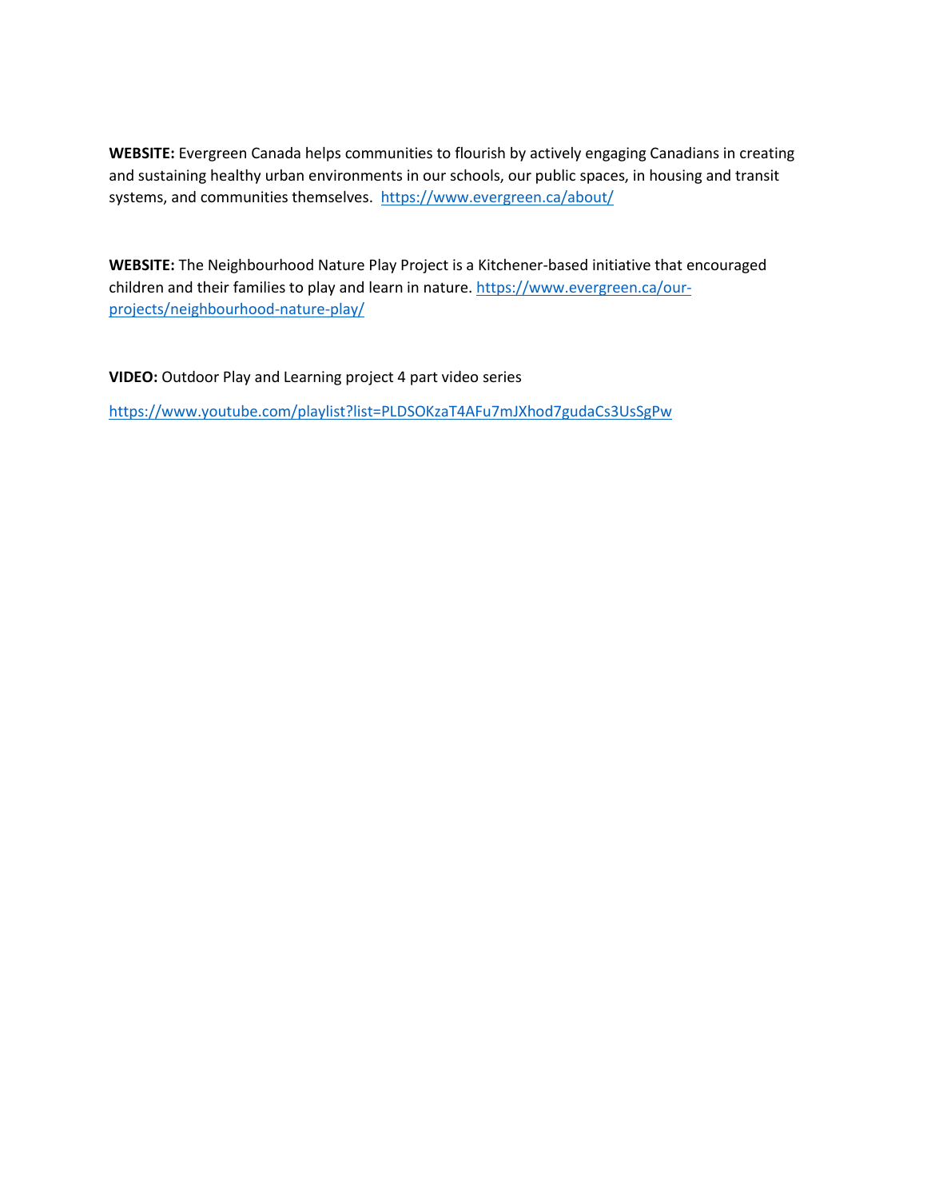**WEBSITE:** Evergreen Canada helps communities to flourish by actively engaging Canadians in creating and sustaining healthy urban environments in our schools, our public spaces, in housing and transit systems, and communities themselves. https://www.evergreen.ca/about/

**WEBSITE:** The Neighbourhood Nature Play Project is a Kitchener-based initiative that encouraged children and their families to play and learn in nature. https://www.evergreen.ca/our-projects/neighbourhood-nature-play/

**VIDEO:** Outdoor Play and Learning project 4 part video series

https://www.youtube.com/playlist?list=PLDSOKzaT4AFu7mJXhod7gudaCs3UsSgPw